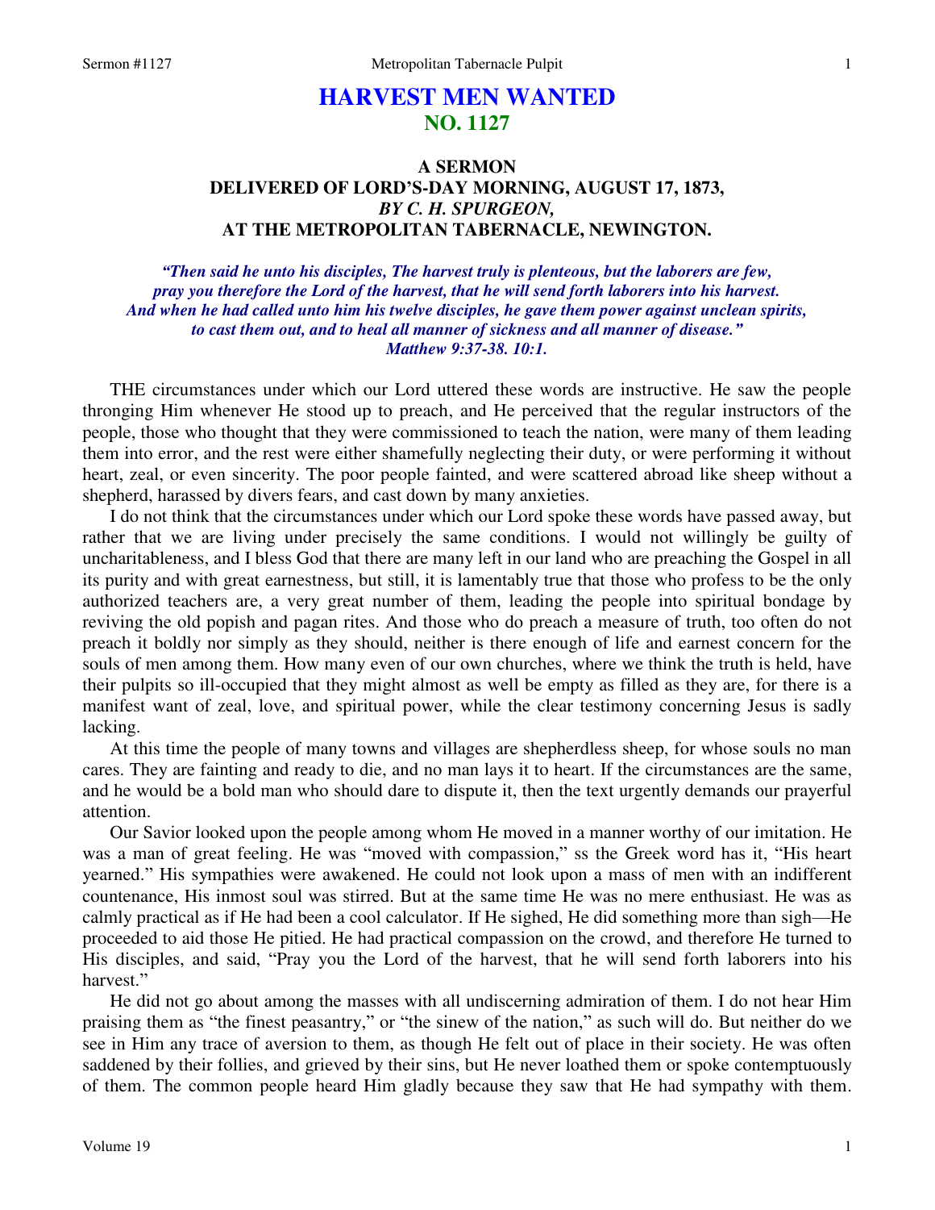# HARVEST MEN WANTED
## NO. 1127

### A SERMON
### DELIVERED OF LORD'S-DAY MORNING, AUGUST 17, 1873,
### *BY C. H. SPURGEON,*
### AT THE METROPOLITAN TABERNACLE, NEWINGTON.

*"Then said he unto his disciples, The harvest truly is plenteous, but the laborers are few, pray you therefore the Lord of the harvest, that he will send forth laborers into his harvest. And when he had called unto him his twelve disciples, he gave them power against unclean spirits, to cast them out, and to heal all manner of sickness and all manner of disease." Matthew 9:37-38. 10:1.*

THE circumstances under which our Lord uttered these words are instructive. He saw the people thronging Him whenever He stood up to preach, and He perceived that the regular instructors of the people, those who thought that they were commissioned to teach the nation, were many of them leading them into error, and the rest were either shamefully neglecting their duty, or were performing it without heart, zeal, or even sincerity. The poor people fainted, and were scattered abroad like sheep without a shepherd, harassed by divers fears, and cast down by many anxieties.

I do not think that the circumstances under which our Lord spoke these words have passed away, but rather that we are living under precisely the same conditions. I would not willingly be guilty of uncharitableness, and I bless God that there are many left in our land who are preaching the Gospel in all its purity and with great earnestness, but still, it is lamentably true that those who profess to be the only authorized teachers are, a very great number of them, leading the people into spiritual bondage by reviving the old popish and pagan rites. And those who do preach a measure of truth, too often do not preach it boldly nor simply as they should, neither is there enough of life and earnest concern for the souls of men among them. How many even of our own churches, where we think the truth is held, have their pulpits so ill-occupied that they might almost as well be empty as filled as they are, for there is a manifest want of zeal, love, and spiritual power, while the clear testimony concerning Jesus is sadly lacking.

At this time the people of many towns and villages are shepherdless sheep, for whose souls no man cares. They are fainting and ready to die, and no man lays it to heart. If the circumstances are the same, and he would be a bold man who should dare to dispute it, then the text urgently demands our prayerful attention.

Our Savior looked upon the people among whom He moved in a manner worthy of our imitation. He was a man of great feeling. He was "moved with compassion," ss the Greek word has it, "His heart yearned." His sympathies were awakened. He could not look upon a mass of men with an indifferent countenance, His inmost soul was stirred. But at the same time He was no mere enthusiast. He was as calmly practical as if He had been a cool calculator. If He sighed, He did something more than sigh—He proceeded to aid those He pitied. He had practical compassion on the crowd, and therefore He turned to His disciples, and said, "Pray you the Lord of the harvest, that he will send forth laborers into his harvest."

He did not go about among the masses with all undiscerning admiration of them. I do not hear Him praising them as "the finest peasantry," or "the sinew of the nation," as such will do. But neither do we see in Him any trace of aversion to them, as though He felt out of place in their society. He was often saddened by their follies, and grieved by their sins, but He never loathed them or spoke contemptuously of them. The common people heard Him gladly because they saw that He had sympathy with them.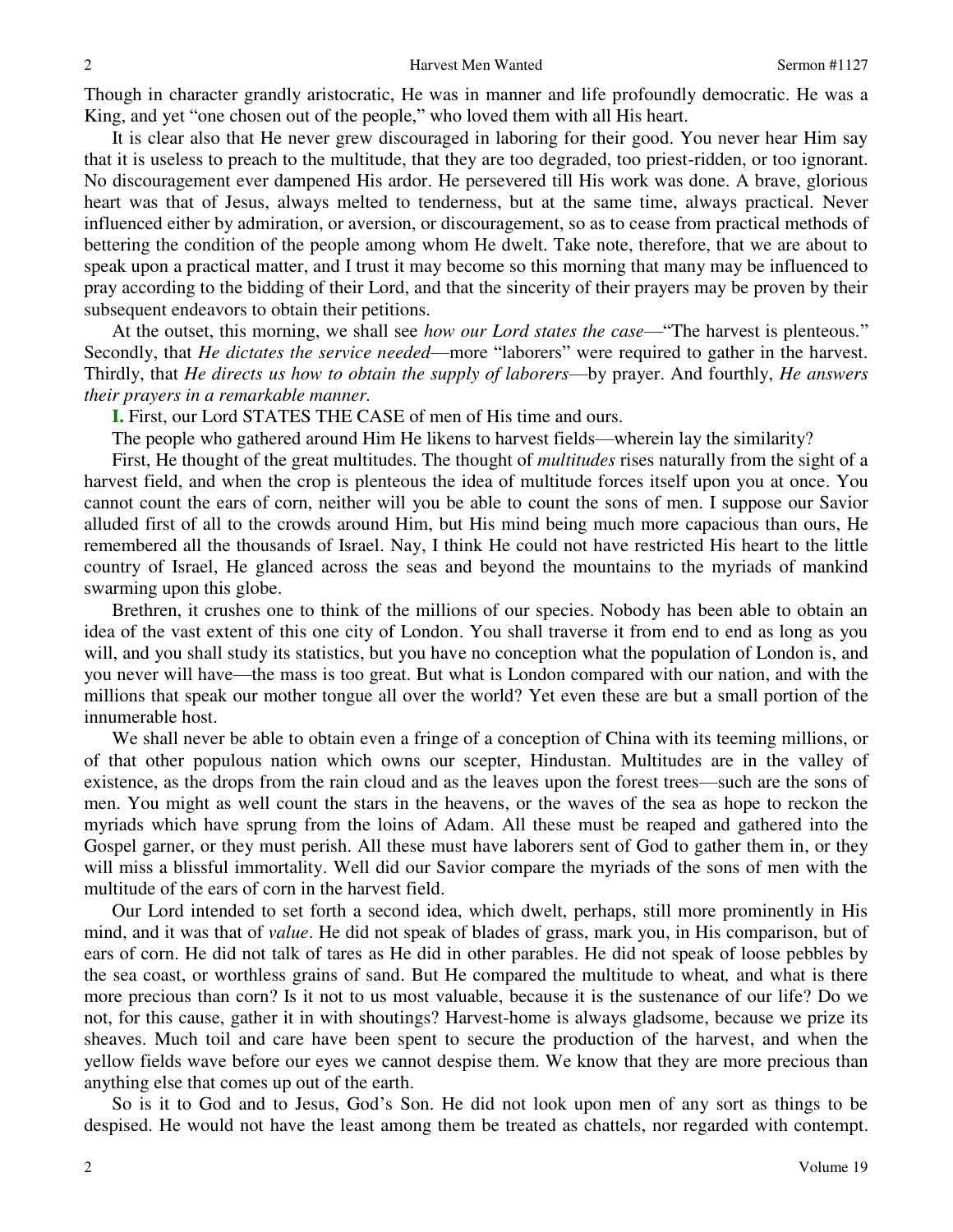Though in character grandly aristocratic, He was in manner and life profoundly democratic. He was a King, and yet "one chosen out of the people," who loved them with all His heart.

It is clear also that He never grew discouraged in laboring for their good. You never hear Him say that it is useless to preach to the multitude, that they are too degraded, too priest-ridden, or too ignorant. No discouragement ever dampened His ardor. He persevered till His work was done. A brave, glorious heart was that of Jesus, always melted to tenderness, but at the same time, always practical. Never influenced either by admiration, or aversion, or discouragement, so as to cease from practical methods of bettering the condition of the people among whom He dwelt. Take note, therefore, that we are about to speak upon a practical matter, and I trust it may become so this morning that many may be influenced to pray according to the bidding of their Lord, and that the sincerity of their prayers may be proven by their subsequent endeavors to obtain their petitions.

At the outset, this morning, we shall see *how our Lord states the case*—"The harvest is plenteous." Secondly, that *He dictates the service needed*—more "laborers" were required to gather in the harvest. Thirdly, that *He directs us how to obtain the supply of laborers*—by prayer. And fourthly, *He answers their prayers in a remarkable manner.*

**I.** First, our Lord STATES THE CASE of men of His time and ours.

The people who gathered around Him He likens to harvest fields—wherein lay the similarity?

First, He thought of the great multitudes. The thought of *multitudes* rises naturally from the sight of a harvest field, and when the crop is plenteous the idea of multitude forces itself upon you at once. You cannot count the ears of corn, neither will you be able to count the sons of men. I suppose our Savior alluded first of all to the crowds around Him, but His mind being much more capacious than ours, He remembered all the thousands of Israel. Nay, I think He could not have restricted His heart to the little country of Israel, He glanced across the seas and beyond the mountains to the myriads of mankind swarming upon this globe.

Brethren, it crushes one to think of the millions of our species. Nobody has been able to obtain an idea of the vast extent of this one city of London. You shall traverse it from end to end as long as you will, and you shall study its statistics, but you have no conception what the population of London is, and you never will have—the mass is too great. But what is London compared with our nation, and with the millions that speak our mother tongue all over the world? Yet even these are but a small portion of the innumerable host.

We shall never be able to obtain even a fringe of a conception of China with its teeming millions, or of that other populous nation which owns our scepter, Hindustan. Multitudes are in the valley of existence, as the drops from the rain cloud and as the leaves upon the forest trees—such are the sons of men. You might as well count the stars in the heavens, or the waves of the sea as hope to reckon the myriads which have sprung from the loins of Adam. All these must be reaped and gathered into the Gospel garner, or they must perish. All these must have laborers sent of God to gather them in, or they will miss a blissful immortality. Well did our Savior compare the myriads of the sons of men with the multitude of the ears of corn in the harvest field.

Our Lord intended to set forth a second idea, which dwelt, perhaps, still more prominently in His mind, and it was that of *value*. He did not speak of blades of grass, mark you, in His comparison, but of ears of corn. He did not talk of tares as He did in other parables. He did not speak of loose pebbles by the sea coast, or worthless grains of sand. But He compared the multitude to wheat*,* and what is there more precious than corn? Is it not to us most valuable, because it is the sustenance of our life? Do we not, for this cause, gather it in with shoutings? Harvest-home is always gladsome, because we prize its sheaves. Much toil and care have been spent to secure the production of the harvest, and when the yellow fields wave before our eyes we cannot despise them. We know that they are more precious than anything else that comes up out of the earth.

So is it to God and to Jesus, God's Son. He did not look upon men of any sort as things to be despised. He would not have the least among them be treated as chattels, nor regarded with contempt.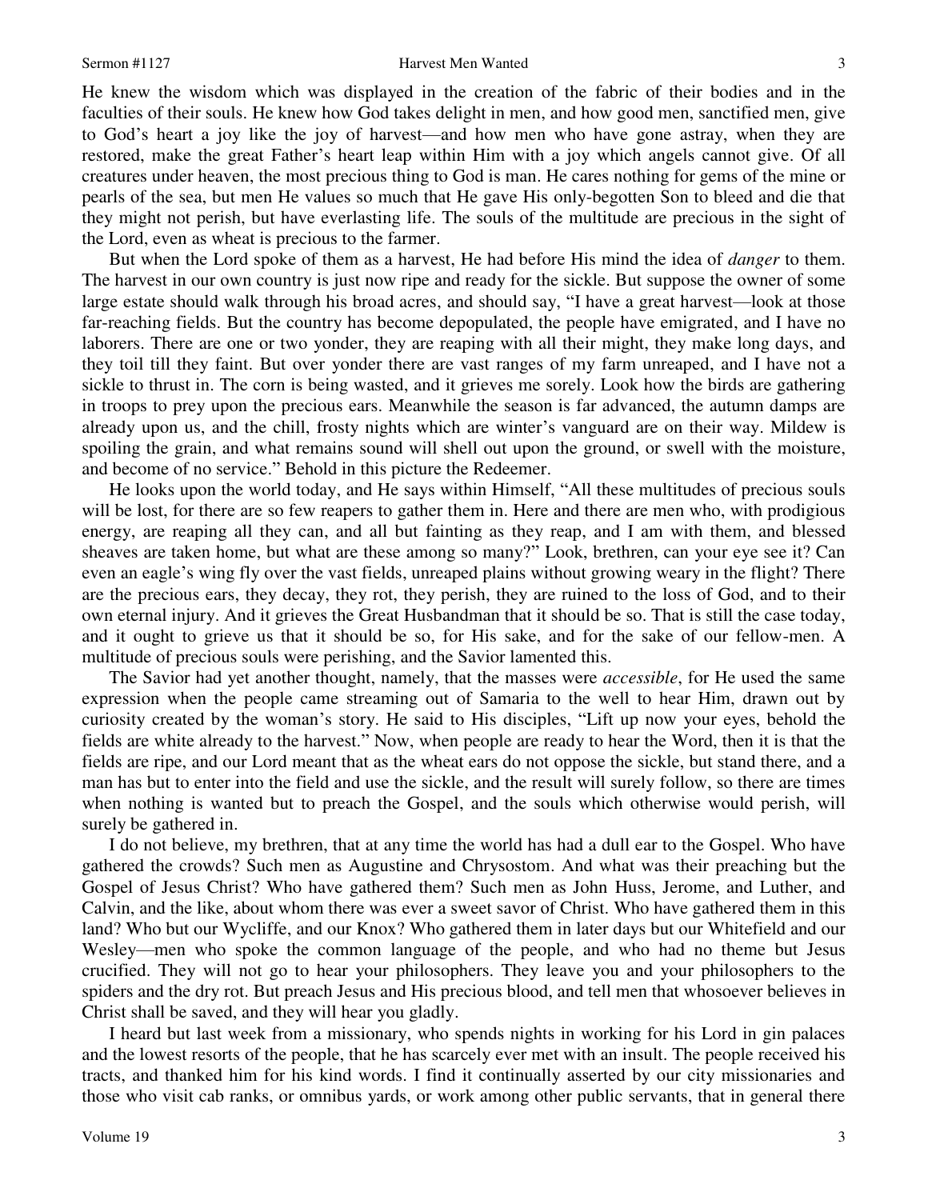He knew the wisdom which was displayed in the creation of the fabric of their bodies and in the faculties of their souls. He knew how God takes delight in men, and how good men, sanctified men, give to God's heart a joy like the joy of harvest—and how men who have gone astray, when they are restored, make the great Father's heart leap within Him with a joy which angels cannot give. Of all creatures under heaven, the most precious thing to God is man. He cares nothing for gems of the mine or pearls of the sea, but men He values so much that He gave His only-begotten Son to bleed and die that they might not perish, but have everlasting life. The souls of the multitude are precious in the sight of the Lord, even as wheat is precious to the farmer.

But when the Lord spoke of them as a harvest, He had before His mind the idea of *danger* to them. The harvest in our own country is just now ripe and ready for the sickle. But suppose the owner of some large estate should walk through his broad acres, and should say, "I have a great harvest—look at those far-reaching fields. But the country has become depopulated, the people have emigrated, and I have no laborers. There are one or two yonder, they are reaping with all their might, they make long days, and they toil till they faint. But over yonder there are vast ranges of my farm unreaped, and I have not a sickle to thrust in. The corn is being wasted, and it grieves me sorely. Look how the birds are gathering in troops to prey upon the precious ears. Meanwhile the season is far advanced, the autumn damps are already upon us, and the chill, frosty nights which are winter's vanguard are on their way. Mildew is spoiling the grain, and what remains sound will shell out upon the ground, or swell with the moisture, and become of no service." Behold in this picture the Redeemer.

He looks upon the world today, and He says within Himself, "All these multitudes of precious souls will be lost, for there are so few reapers to gather them in. Here and there are men who, with prodigious energy, are reaping all they can, and all but fainting as they reap, and I am with them, and blessed sheaves are taken home, but what are these among so many?" Look, brethren, can your eye see it? Can even an eagle's wing fly over the vast fields, unreaped plains without growing weary in the flight? There are the precious ears, they decay, they rot, they perish, they are ruined to the loss of God, and to their own eternal injury. And it grieves the Great Husbandman that it should be so. That is still the case today, and it ought to grieve us that it should be so, for His sake, and for the sake of our fellow-men. A multitude of precious souls were perishing, and the Savior lamented this.

The Savior had yet another thought, namely, that the masses were *accessible*, for He used the same expression when the people came streaming out of Samaria to the well to hear Him, drawn out by curiosity created by the woman's story. He said to His disciples, "Lift up now your eyes, behold the fields are white already to the harvest." Now, when people are ready to hear the Word, then it is that the fields are ripe, and our Lord meant that as the wheat ears do not oppose the sickle, but stand there, and a man has but to enter into the field and use the sickle, and the result will surely follow, so there are times when nothing is wanted but to preach the Gospel, and the souls which otherwise would perish, will surely be gathered in.

I do not believe, my brethren, that at any time the world has had a dull ear to the Gospel. Who have gathered the crowds? Such men as Augustine and Chrysostom. And what was their preaching but the Gospel of Jesus Christ? Who have gathered them? Such men as John Huss, Jerome, and Luther, and Calvin, and the like, about whom there was ever a sweet savor of Christ. Who have gathered them in this land? Who but our Wycliffe, and our Knox? Who gathered them in later days but our Whitefield and our Wesley—men who spoke the common language of the people, and who had no theme but Jesus crucified. They will not go to hear your philosophers. They leave you and your philosophers to the spiders and the dry rot. But preach Jesus and His precious blood, and tell men that whosoever believes in Christ shall be saved, and they will hear you gladly.

I heard but last week from a missionary, who spends nights in working for his Lord in gin palaces and the lowest resorts of the people, that he has scarcely ever met with an insult. The people received his tracts, and thanked him for his kind words. I find it continually asserted by our city missionaries and those who visit cab ranks, or omnibus yards, or work among other public servants, that in general there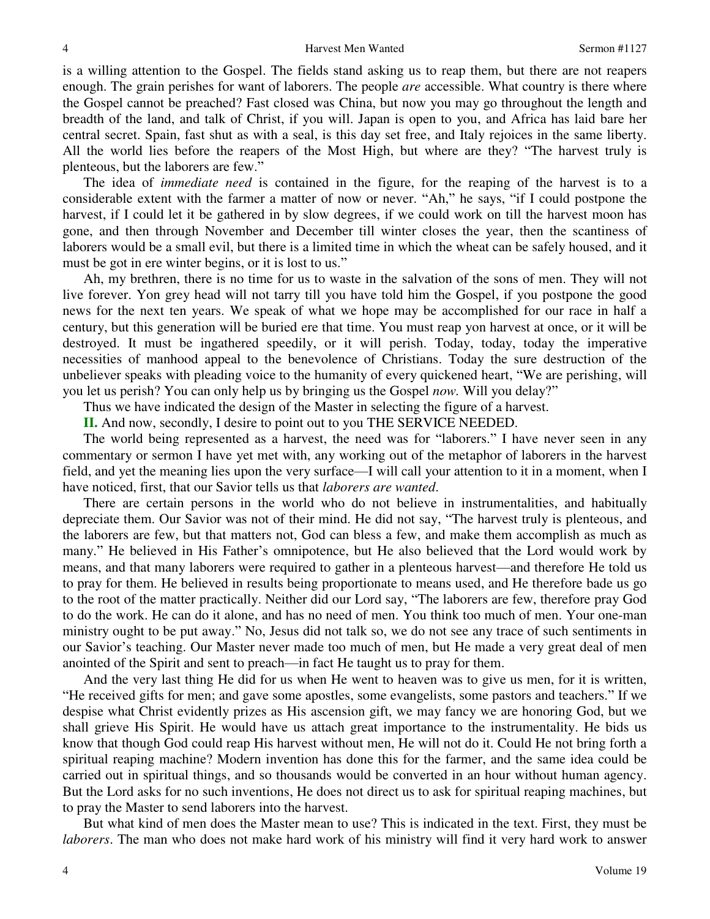is a willing attention to the Gospel. The fields stand asking us to reap them, but there are not reapers enough. The grain perishes for want of laborers. The people *are* accessible. What country is there where the Gospel cannot be preached? Fast closed was China, but now you may go throughout the length and breadth of the land, and talk of Christ, if you will. Japan is open to you, and Africa has laid bare her central secret. Spain, fast shut as with a seal, is this day set free, and Italy rejoices in the same liberty. All the world lies before the reapers of the Most High, but where are they? "The harvest truly is plenteous, but the laborers are few."

The idea of *immediate need* is contained in the figure, for the reaping of the harvest is to a considerable extent with the farmer a matter of now or never. "Ah," he says, "if I could postpone the harvest, if I could let it be gathered in by slow degrees, if we could work on till the harvest moon has gone, and then through November and December till winter closes the year, then the scantiness of laborers would be a small evil, but there is a limited time in which the wheat can be safely housed, and it must be got in ere winter begins, or it is lost to us."

Ah, my brethren, there is no time for us to waste in the salvation of the sons of men. They will not live forever. Yon grey head will not tarry till you have told him the Gospel, if you postpone the good news for the next ten years. We speak of what we hope may be accomplished for our race in half a century, but this generation will be buried ere that time. You must reap yon harvest at once, or it will be destroyed. It must be ingathered speedily, or it will perish. Today, today, today the imperative necessities of manhood appeal to the benevolence of Christians. Today the sure destruction of the unbeliever speaks with pleading voice to the humanity of every quickened heart, "We are perishing, will you let us perish? You can only help us by bringing us the Gospel *now.* Will you delay?"

Thus we have indicated the design of the Master in selecting the figure of a harvest.

**II.** And now, secondly, I desire to point out to you THE SERVICE NEEDED.

The world being represented as a harvest, the need was for "laborers." I have never seen in any commentary or sermon I have yet met with, any working out of the metaphor of laborers in the harvest field, and yet the meaning lies upon the very surface—I will call your attention to it in a moment, when I have noticed, first, that our Savior tells us that *laborers are wanted*.

There are certain persons in the world who do not believe in instrumentalities, and habitually depreciate them. Our Savior was not of their mind. He did not say, "The harvest truly is plenteous, and the laborers are few, but that matters not, God can bless a few, and make them accomplish as much as many." He believed in His Father's omnipotence, but He also believed that the Lord would work by means, and that many laborers were required to gather in a plenteous harvest—and therefore He told us to pray for them. He believed in results being proportionate to means used, and He therefore bade us go to the root of the matter practically. Neither did our Lord say, "The laborers are few, therefore pray God to do the work. He can do it alone, and has no need of men. You think too much of men. Your one-man ministry ought to be put away." No, Jesus did not talk so, we do not see any trace of such sentiments in our Savior's teaching. Our Master never made too much of men, but He made a very great deal of men anointed of the Spirit and sent to preach—in fact He taught us to pray for them.

And the very last thing He did for us when He went to heaven was to give us men, for it is written, "He received gifts for men; and gave some apostles, some evangelists, some pastors and teachers." If we despise what Christ evidently prizes as His ascension gift, we may fancy we are honoring God, but we shall grieve His Spirit. He would have us attach great importance to the instrumentality. He bids us know that though God could reap His harvest without men, He will not do it. Could He not bring forth a spiritual reaping machine? Modern invention has done this for the farmer, and the same idea could be carried out in spiritual things, and so thousands would be converted in an hour without human agency. But the Lord asks for no such inventions, He does not direct us to ask for spiritual reaping machines, but to pray the Master to send laborers into the harvest.

But what kind of men does the Master mean to use? This is indicated in the text. First, they must be *laborers*. The man who does not make hard work of his ministry will find it very hard work to answer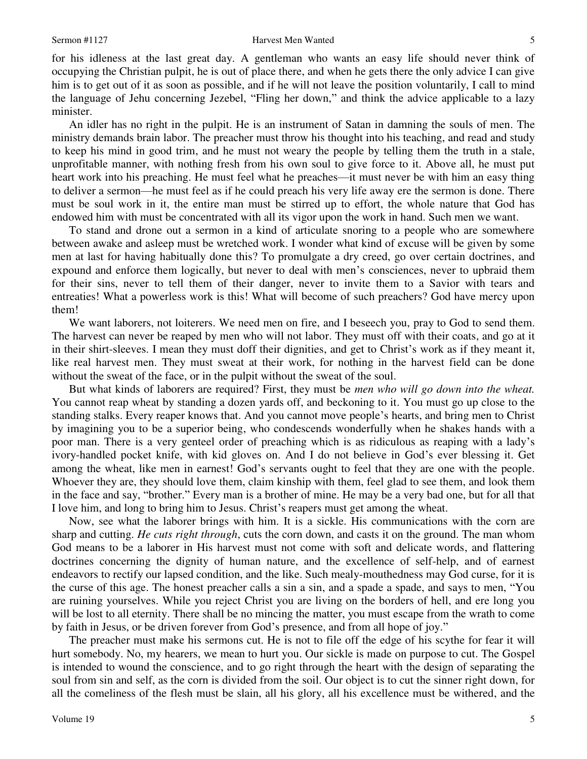for his idleness at the last great day. A gentleman who wants an easy life should never think of occupying the Christian pulpit, he is out of place there, and when he gets there the only advice I can give him is to get out of it as soon as possible, and if he will not leave the position voluntarily, I call to mind the language of Jehu concerning Jezebel, "Fling her down," and think the advice applicable to a lazy minister.

An idler has no right in the pulpit. He is an instrument of Satan in damning the souls of men. The ministry demands brain labor. The preacher must throw his thought into his teaching, and read and study to keep his mind in good trim, and he must not weary the people by telling them the truth in a stale, unprofitable manner, with nothing fresh from his own soul to give force to it. Above all, he must put heart work into his preaching. He must feel what he preaches—it must never be with him an easy thing to deliver a sermon—he must feel as if he could preach his very life away ere the sermon is done. There must be soul work in it, the entire man must be stirred up to effort, the whole nature that God has endowed him with must be concentrated with all its vigor upon the work in hand. Such men we want.

To stand and drone out a sermon in a kind of articulate snoring to a people who are somewhere between awake and asleep must be wretched work. I wonder what kind of excuse will be given by some men at last for having habitually done this? To promulgate a dry creed, go over certain doctrines, and expound and enforce them logically, but never to deal with men's consciences, never to upbraid them for their sins, never to tell them of their danger, never to invite them to a Savior with tears and entreaties! What a powerless work is this! What will become of such preachers? God have mercy upon them!

We want laborers, not loiterers. We need men on fire, and I beseech you, pray to God to send them. The harvest can never be reaped by men who will not labor. They must off with their coats, and go at it in their shirt-sleeves. I mean they must doff their dignities, and get to Christ's work as if they meant it, like real harvest men. They must sweat at their work, for nothing in the harvest field can be done without the sweat of the face, or in the pulpit without the sweat of the soul.

But what kinds of laborers are required? First, they must be *men who will go down into the wheat.* You cannot reap wheat by standing a dozen yards off, and beckoning to it. You must go up close to the standing stalks. Every reaper knows that. And you cannot move people's hearts, and bring men to Christ by imagining you to be a superior being, who condescends wonderfully when he shakes hands with a poor man. There is a very genteel order of preaching which is as ridiculous as reaping with a lady's ivory-handled pocket knife, with kid gloves on. And I do not believe in God's ever blessing it. Get among the wheat, like men in earnest! God's servants ought to feel that they are one with the people. Whoever they are, they should love them, claim kinship with them, feel glad to see them, and look them in the face and say, "brother." Every man is a brother of mine. He may be a very bad one, but for all that I love him, and long to bring him to Jesus. Christ's reapers must get among the wheat.

Now, see what the laborer brings with him. It is a sickle. His communications with the corn are sharp and cutting. *He cuts right through*, cuts the corn down, and casts it on the ground. The man whom God means to be a laborer in His harvest must not come with soft and delicate words, and flattering doctrines concerning the dignity of human nature, and the excellence of self-help, and of earnest endeavors to rectify our lapsed condition, and the like. Such mealy-mouthedness may God curse, for it is the curse of this age. The honest preacher calls a sin a sin, and a spade a spade, and says to men, "You are ruining yourselves. While you reject Christ you are living on the borders of hell, and ere long you will be lost to all eternity. There shall be no mincing the matter, you must escape from the wrath to come by faith in Jesus, or be driven forever from God's presence, and from all hope of joy."

The preacher must make his sermons cut. He is not to file off the edge of his scythe for fear it will hurt somebody. No, my hearers, we mean to hurt you. Our sickle is made on purpose to cut. The Gospel is intended to wound the conscience, and to go right through the heart with the design of separating the soul from sin and self, as the corn is divided from the soil. Our object is to cut the sinner right down, for all the comeliness of the flesh must be slain, all his glory, all his excellence must be withered, and the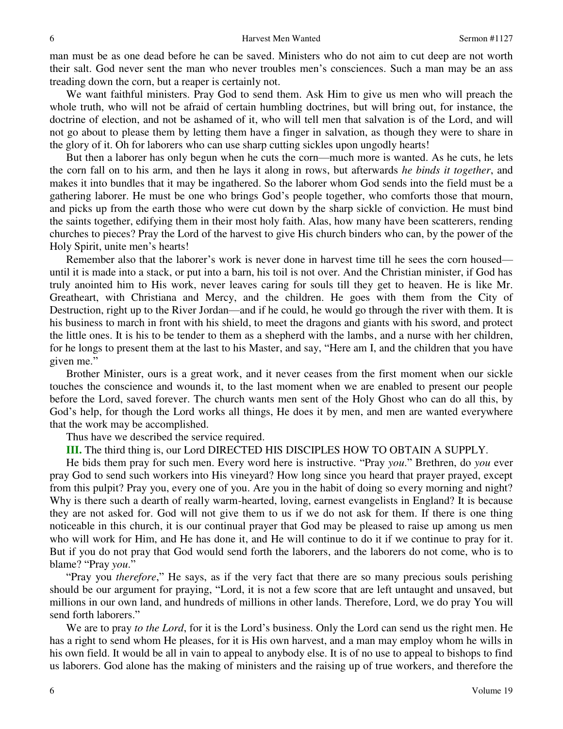man must be as one dead before he can be saved. Ministers who do not aim to cut deep are not worth their salt. God never sent the man who never troubles men's consciences. Such a man may be an ass treading down the corn, but a reaper is certainly not.

We want faithful ministers. Pray God to send them. Ask Him to give us men who will preach the whole truth, who will not be afraid of certain humbling doctrines, but will bring out, for instance, the doctrine of election, and not be ashamed of it, who will tell men that salvation is of the Lord, and will not go about to please them by letting them have a finger in salvation, as though they were to share in the glory of it. Oh for laborers who can use sharp cutting sickles upon ungodly hearts!

But then a laborer has only begun when he cuts the corn—much more is wanted. As he cuts, he lets the corn fall on to his arm, and then he lays it along in rows, but afterwards *he binds it together*, and makes it into bundles that it may be ingathered. So the laborer whom God sends into the field must be a gathering laborer. He must be one who brings God's people together, who comforts those that mourn, and picks up from the earth those who were cut down by the sharp sickle of conviction. He must bind the saints together, edifying them in their most holy faith. Alas, how many have been scatterers, rending churches to pieces? Pray the Lord of the harvest to give His church binders who can, by the power of the Holy Spirit, unite men's hearts!

Remember also that the laborer's work is never done in harvest time till he sees the corn housed—until it is made into a stack, or put into a barn, his toil is not over. And the Christian minister, if God has truly anointed him to His work, never leaves caring for souls till they get to heaven. He is like Mr. Greatheart, with Christiana and Mercy, and the children. He goes with them from the City of Destruction, right up to the River Jordan—and if he could, he would go through the river with them. It is his business to march in front with his shield, to meet the dragons and giants with his sword, and protect the little ones. It is his to be tender to them as a shepherd with the lambs, and a nurse with her children, for he longs to present them at the last to his Master, and say, "Here am I, and the children that you have given me."

Brother Minister, ours is a great work, and it never ceases from the first moment when our sickle touches the conscience and wounds it, to the last moment when we are enabled to present our people before the Lord, saved forever. The church wants men sent of the Holy Ghost who can do all this, by God's help, for though the Lord works all things, He does it by men, and men are wanted everywhere that the work may be accomplished.

Thus have we described the service required.

**III.** The third thing is, our Lord DIRECTED HIS DISCIPLES HOW TO OBTAIN A SUPPLY.

He bids them pray for such men. Every word here is instructive. "Pray *you*." Brethren, do *you* ever pray God to send such workers into His vineyard? How long since you heard that prayer prayed, except from this pulpit? Pray you, every one of you. Are you in the habit of doing so every morning and night? Why is there such a dearth of really warm-hearted, loving, earnest evangelists in England? It is because they are not asked for. God will not give them to us if we do not ask for them. If there is one thing noticeable in this church, it is our continual prayer that God may be pleased to raise up among us men who will work for Him, and He has done it, and He will continue to do it if we continue to pray for it. But if you do not pray that God would send forth the laborers, and the laborers do not come, who is to blame? "Pray *you*."

"Pray you *therefore*," He says, as if the very fact that there are so many precious souls perishing should be our argument for praying, "Lord, it is not a few score that are left untaught and unsaved, but millions in our own land, and hundreds of millions in other lands. Therefore, Lord, we do pray You will send forth laborers."

We are to pray *to the Lord*, for it is the Lord's business. Only the Lord can send us the right men. He has a right to send whom He pleases, for it is His own harvest, and a man may employ whom he wills in his own field. It would be all in vain to appeal to anybody else. It is of no use to appeal to bishops to find us laborers. God alone has the making of ministers and the raising up of true workers, and therefore the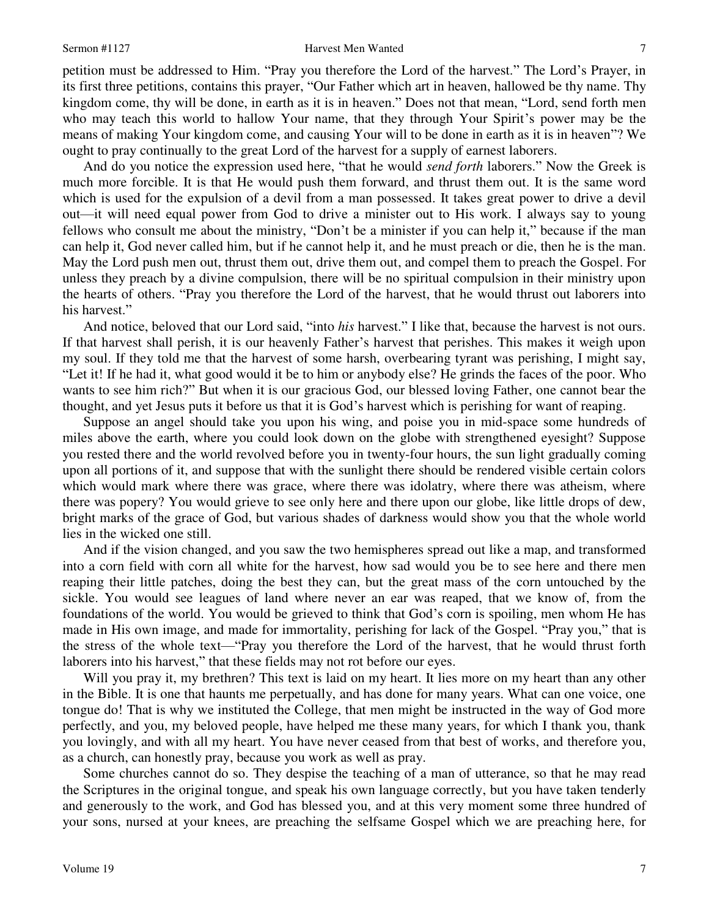petition must be addressed to Him. "Pray you therefore the Lord of the harvest." The Lord's Prayer, in its first three petitions, contains this prayer, "Our Father which art in heaven, hallowed be thy name. Thy kingdom come, thy will be done, in earth as it is in heaven." Does not that mean, "Lord, send forth men who may teach this world to hallow Your name, that they through Your Spirit's power may be the means of making Your kingdom come, and causing Your will to be done in earth as it is in heaven"? We ought to pray continually to the great Lord of the harvest for a supply of earnest laborers.

And do you notice the expression used here, "that he would *send forth* laborers." Now the Greek is much more forcible. It is that He would push them forward, and thrust them out. It is the same word which is used for the expulsion of a devil from a man possessed. It takes great power to drive a devil out—it will need equal power from God to drive a minister out to His work. I always say to young fellows who consult me about the ministry, "Don't be a minister if you can help it," because if the man can help it, God never called him, but if he cannot help it, and he must preach or die, then he is the man. May the Lord push men out, thrust them out, drive them out, and compel them to preach the Gospel. For unless they preach by a divine compulsion, there will be no spiritual compulsion in their ministry upon the hearts of others. "Pray you therefore the Lord of the harvest, that he would thrust out laborers into his harvest."

And notice, beloved that our Lord said, "into *his* harvest." I like that, because the harvest is not ours. If that harvest shall perish, it is our heavenly Father's harvest that perishes. This makes it weigh upon my soul. If they told me that the harvest of some harsh, overbearing tyrant was perishing, I might say, "Let it! If he had it, what good would it be to him or anybody else? He grinds the faces of the poor. Who wants to see him rich?" But when it is our gracious God, our blessed loving Father, one cannot bear the thought, and yet Jesus puts it before us that it is God's harvest which is perishing for want of reaping.

Suppose an angel should take you upon his wing, and poise you in mid-space some hundreds of miles above the earth, where you could look down on the globe with strengthened eyesight? Suppose you rested there and the world revolved before you in twenty-four hours, the sun light gradually coming upon all portions of it, and suppose that with the sunlight there should be rendered visible certain colors which would mark where there was grace, where there was idolatry, where there was atheism, where there was popery? You would grieve to see only here and there upon our globe, like little drops of dew, bright marks of the grace of God, but various shades of darkness would show you that the whole world lies in the wicked one still.

And if the vision changed, and you saw the two hemispheres spread out like a map, and transformed into a corn field with corn all white for the harvest, how sad would you be to see here and there men reaping their little patches, doing the best they can, but the great mass of the corn untouched by the sickle. You would see leagues of land where never an ear was reaped, that we know of, from the foundations of the world. You would be grieved to think that God's corn is spoiling, men whom He has made in His own image, and made for immortality, perishing for lack of the Gospel. "Pray you," that is the stress of the whole text—"Pray you therefore the Lord of the harvest, that he would thrust forth laborers into his harvest," that these fields may not rot before our eyes.

Will you pray it, my brethren? This text is laid on my heart. It lies more on my heart than any other in the Bible. It is one that haunts me perpetually, and has done for many years. What can one voice, one tongue do! That is why we instituted the College, that men might be instructed in the way of God more perfectly, and you, my beloved people, have helped me these many years, for which I thank you, thank you lovingly, and with all my heart. You have never ceased from that best of works, and therefore you, as a church, can honestly pray, because you work as well as pray.

Some churches cannot do so. They despise the teaching of a man of utterance, so that he may read the Scriptures in the original tongue, and speak his own language correctly, but you have taken tenderly and generously to the work, and God has blessed you, and at this very moment some three hundred of your sons, nursed at your knees, are preaching the selfsame Gospel which we are preaching here, for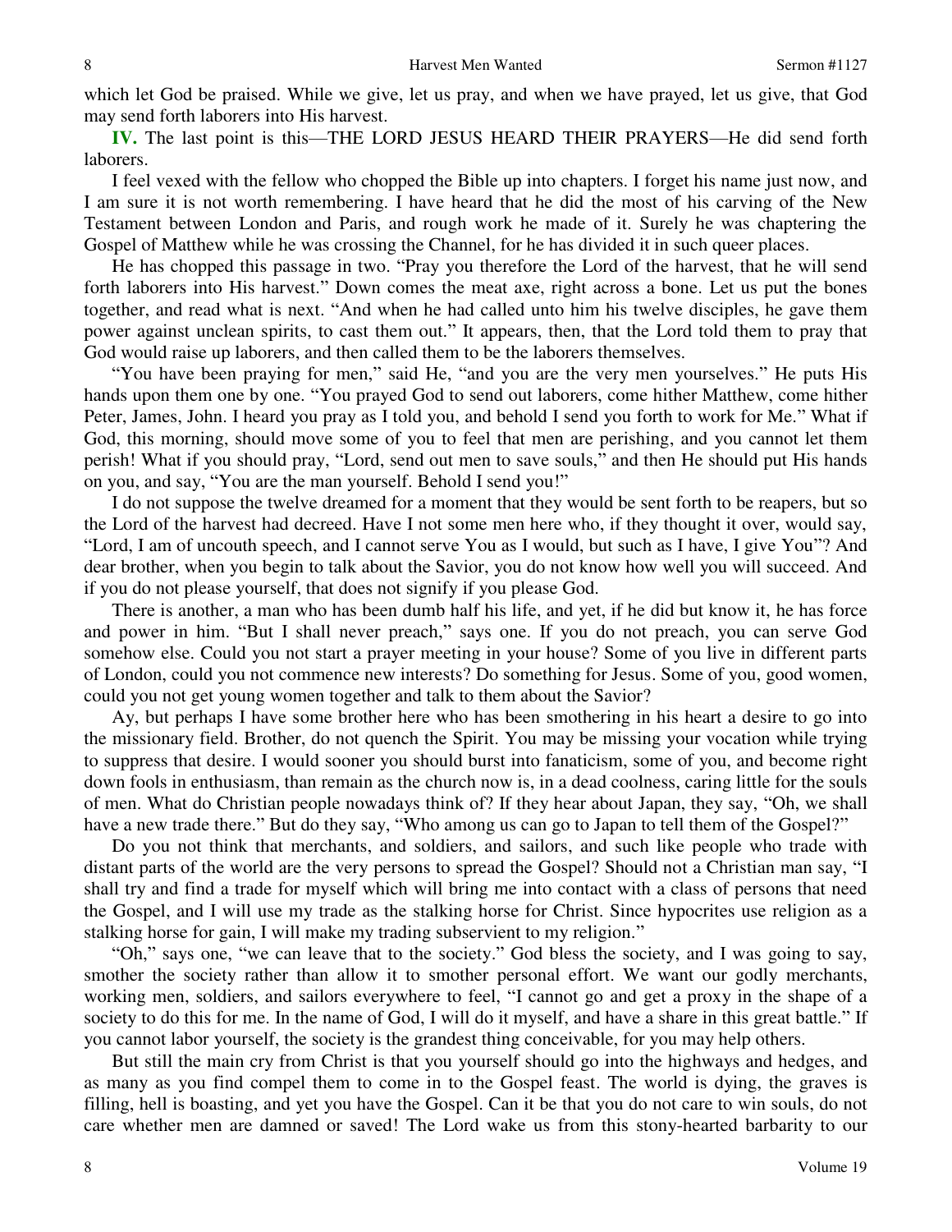which let God be praised. While we give, let us pray, and when we have prayed, let us give, that God may send forth laborers into His harvest.

**IV.** The last point is this—THE LORD JESUS HEARD THEIR PRAYERS—He did send forth laborers.

I feel vexed with the fellow who chopped the Bible up into chapters. I forget his name just now, and I am sure it is not worth remembering. I have heard that he did the most of his carving of the New Testament between London and Paris, and rough work he made of it. Surely he was chaptering the Gospel of Matthew while he was crossing the Channel, for he has divided it in such queer places.

He has chopped this passage in two. "Pray you therefore the Lord of the harvest, that he will send forth laborers into His harvest." Down comes the meat axe, right across a bone. Let us put the bones together, and read what is next. "And when he had called unto him his twelve disciples, he gave them power against unclean spirits, to cast them out." It appears, then, that the Lord told them to pray that God would raise up laborers, and then called them to be the laborers themselves.

"You have been praying for men," said He, "and you are the very men yourselves." He puts His hands upon them one by one. "You prayed God to send out laborers, come hither Matthew, come hither Peter, James, John. I heard you pray as I told you, and behold I send you forth to work for Me." What if God, this morning, should move some of you to feel that men are perishing, and you cannot let them perish! What if you should pray, "Lord, send out men to save souls," and then He should put His hands on you, and say, "You are the man yourself. Behold I send you!"

I do not suppose the twelve dreamed for a moment that they would be sent forth to be reapers, but so the Lord of the harvest had decreed. Have I not some men here who, if they thought it over, would say, "Lord, I am of uncouth speech, and I cannot serve You as I would, but such as I have, I give You"? And dear brother, when you begin to talk about the Savior, you do not know how well you will succeed. And if you do not please yourself, that does not signify if you please God.

There is another, a man who has been dumb half his life, and yet, if he did but know it, he has force and power in him. "But I shall never preach," says one. If you do not preach, you can serve God somehow else. Could you not start a prayer meeting in your house? Some of you live in different parts of London, could you not commence new interests? Do something for Jesus. Some of you, good women, could you not get young women together and talk to them about the Savior?

Ay, but perhaps I have some brother here who has been smothering in his heart a desire to go into the missionary field. Brother, do not quench the Spirit. You may be missing your vocation while trying to suppress that desire. I would sooner you should burst into fanaticism, some of you, and become right down fools in enthusiasm, than remain as the church now is, in a dead coolness, caring little for the souls of men. What do Christian people nowadays think of? If they hear about Japan, they say, "Oh, we shall have a new trade there." But do they say, "Who among us can go to Japan to tell them of the Gospel?"

Do you not think that merchants, and soldiers, and sailors, and such like people who trade with distant parts of the world are the very persons to spread the Gospel? Should not a Christian man say, "I shall try and find a trade for myself which will bring me into contact with a class of persons that need the Gospel, and I will use my trade as the stalking horse for Christ. Since hypocrites use religion as a stalking horse for gain, I will make my trading subservient to my religion."

"Oh," says one, "we can leave that to the society." God bless the society, and I was going to say, smother the society rather than allow it to smother personal effort. We want our godly merchants, working men, soldiers, and sailors everywhere to feel, "I cannot go and get a proxy in the shape of a society to do this for me. In the name of God, I will do it myself, and have a share in this great battle." If you cannot labor yourself, the society is the grandest thing conceivable, for you may help others.

But still the main cry from Christ is that you yourself should go into the highways and hedges, and as many as you find compel them to come in to the Gospel feast. The world is dying, the graves is filling, hell is boasting, and yet you have the Gospel. Can it be that you do not care to win souls, do not care whether men are damned or saved! The Lord wake us from this stony-hearted barbarity to our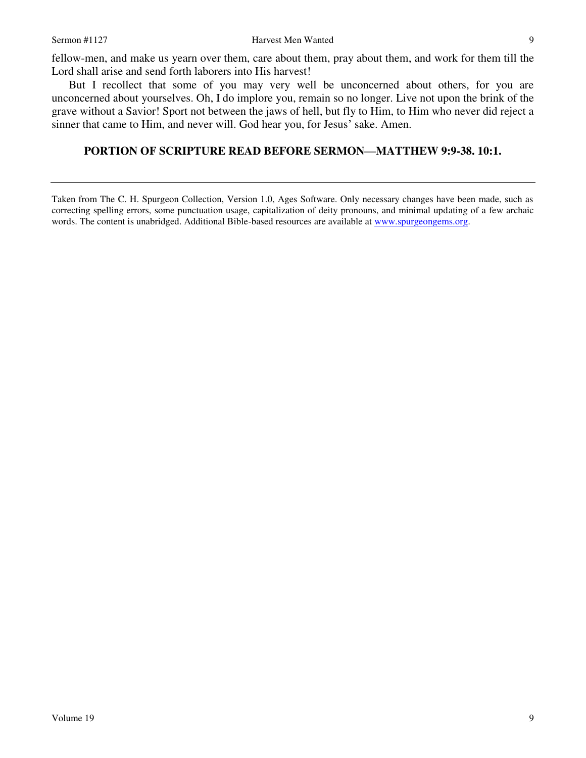fellow-men, and make us yearn over them, care about them, pray about them, and work for them till the Lord shall arise and send forth laborers into His harvest!

But I recollect that some of you may very well be unconcerned about others, for you are unconcerned about yourselves. Oh, I do implore you, remain so no longer. Live not upon the brink of the grave without a Savior! Sport not between the jaws of hell, but fly to Him, to Him who never did reject a sinner that came to Him, and never will. God hear you, for Jesus' sake. Amen.

## PORTION OF SCRIPTURE READ BEFORE SERMON—MATTHEW 9:9-38. 10:1.

---

Taken from The C. H. Spurgeon Collection, Version 1.0, Ages Software. Only necessary changes have been made, such as correcting spelling errors, some punctuation usage, capitalization of deity pronouns, and minimal updating of a few archaic words. The content is unabridged. Additional Bible-based resources are available at [www.spurgeongems.org](http://www.spurgeongems.org).